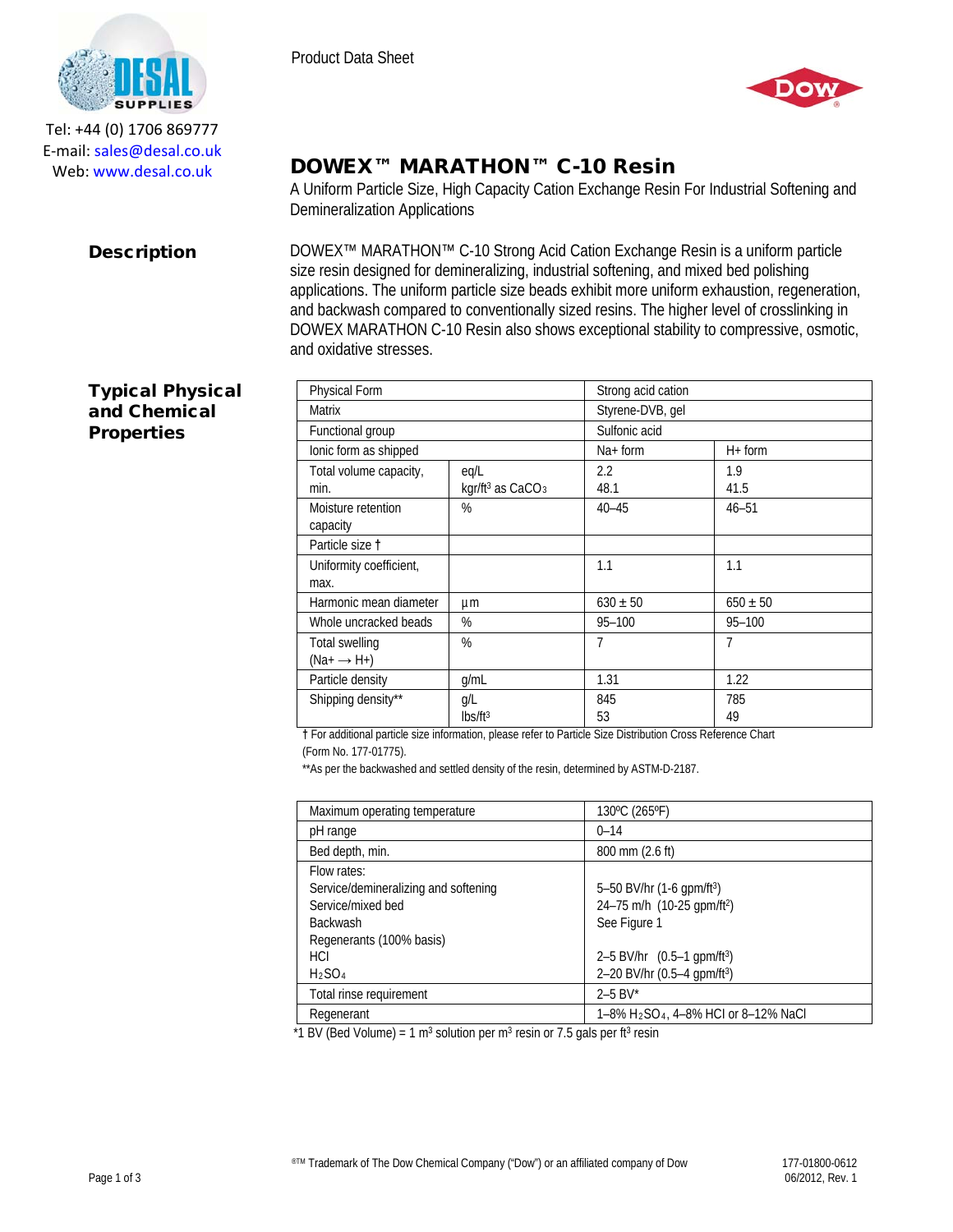Tel: +44 (0) 1706 869777
E-mail: sales@desal.co.uk
Web: www.desal.co.uk

Product Data Sheet

# DOWEX™ MARATHON™ C-10 Resin

A Uniform Particle Size, High Capacity Cation Exchange Resin For Industrial Softening and Demineralization Applications

## Description

DOWEX™ MARATHON™ C-10 Strong Acid Cation Exchange Resin is a uniform particle size resin designed for demineralizing, industrial softening, and mixed bed polishing applications. The uniform particle size beads exhibit more uniform exhaustion, regeneration, and backwash compared to conventionally sized resins. The higher level of crosslinking in DOWEX MARATHON C-10 Resin also shows exceptional stability to compressive, osmotic, and oxidative stresses.

## Typical Physical and Chemical Properties

| Physical Form | | Strong acid cation | |
|---|---|---|---|
| Matrix | | Styrene-DVB, gel | |
| Functional group | | Sulfonic acid | |
| Ionic form as shipped | | Na+ form | H+ form |
| Total volume capacity, min. | eq/L<br>kgr/ft³ as $CaCO_3$ | 2.2<br>48.1 | 1.9<br>41.5 |
| Moisture retention capacity | % | 40–45 | 46–51 |
| Particle size † | | | |
| Uniformity coefficient, max. | | 1.1 | 1.1 |
| Harmonic mean diameter | µm | 630 ± 50 | 650 ± 50 |
| Whole uncracked beads | % | 95–100 | 95–100 |
| Total swelling (Na+ → H+) | % | 7 | 7 |
| Particle density | g/mL | 1.31 | 1.22 |
| Shipping density** | g/L<br>lbs/ft³ | 845<br>53 | 785<br>49 |

† For additional particle size information, please refer to Particle Size Distribution Cross Reference Chart (Form No. 177-01775).

**As per the backwashed and settled density of the resin, determined by ASTM-D-2187.

| Maximum operating temperature | 130ºC (265ºF) |
|---|---|
| pH range | 0–14 |
| Bed depth, min. | 800 mm (2.6 ft) |
| Flow rates:<br>Service/demineralizing and softening<br>Service/mixed bed<br>Backwash<br>Regenerants (100% basis)<br>HCl<br>$H_2SO_4$ | <br>5–50 BV/hr (1-6 gpm/ft³)<br>24–75 m/h (10-25 gpm/ft²)<br>See Figure 1<br><br>2–5 BV/hr (0.5–1 gpm/ft³)<br>2–20 BV/hr (0.5–4 gpm/ft³) |
| Total rinse requirement | 2–5 BV* |
| Regenerant | 1–8% $H_2SO_4$, 4–8% HCl or 8–12% NaCl |

*1 BV (Bed Volume) = 1 m³ solution per m³ resin or 7.5 gals per ft³ resin

®TM Trademark of The Dow Chemical Company ("Dow") or an affiliated company of Dow

177-01800-0612
06/2012, Rev. 1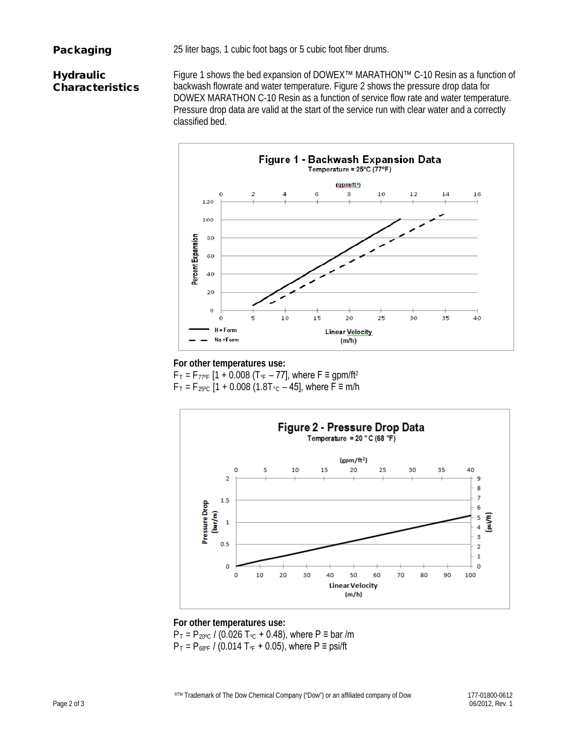## Packaging

25 liter bags, 1 cubic foot bags or 5 cubic foot fiber drums.

## Hydraulic Characteristics

Figure 1 shows the bed expansion of DOWEX™ MARATHON™ C-10 Resin as a function of backwash flowrate and water temperature. Figure 2 shows the pressure drop data for DOWEX MARATHON C-10 Resin as a function of service flow rate and water temperature. Pressure drop data are valid at the start of the service run with clear water and a correctly classified bed.

**Figure 1 - Backwash Expansion Data**
Temperature = 25°C (77°F)

**For other temperatures use:**

$F_T = F_{77°F}\ [1 + 0.008\ (T_{°F} - 77]$, where F ≡ gpm/ft²

$F_T = F_{25°C}\ [1 + 0.008\ (1.8T_{°C} - 45]$, where F ≡ m/h

**Figure 2 - Pressure Drop Data**
Temperature = 20 °C (68 °F)

**For other temperatures use:**

$P_T = P_{20°C} / (0.026\ T_{°C} + 0.48)$, where P ≡ bar /m

$P_T = P_{68°F} / (0.014\ T_{°F} + 0.05)$, where P ≡ psi/ft

®™ Trademark of The Dow Chemical Company ("Dow") or an affiliated company of Dow

177-01800-0612
06/2012, Rev. 1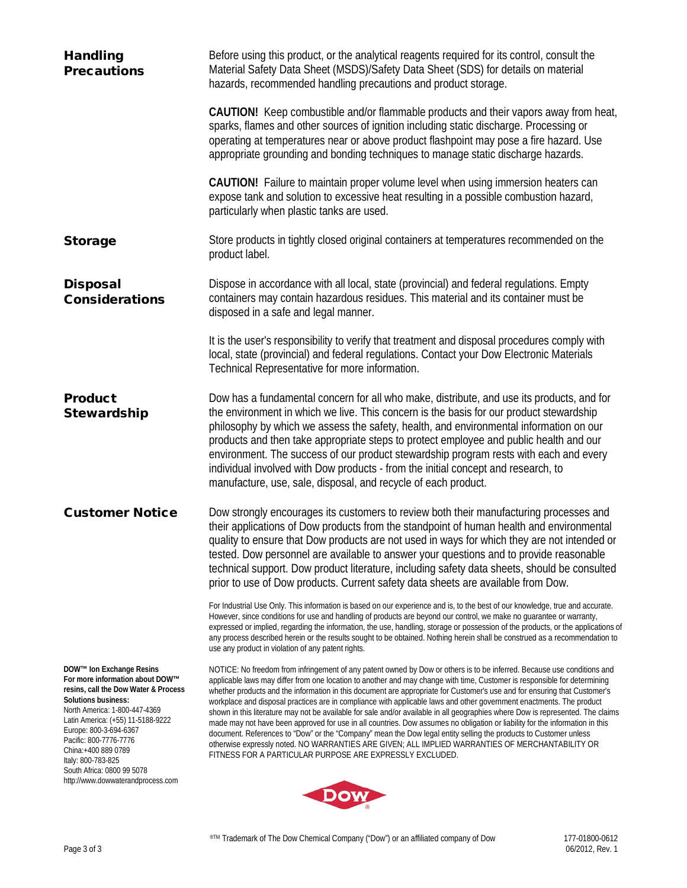## Handling Precautions

Before using this product, or the analytical reagents required for its control, consult the Material Safety Data Sheet (MSDS)/Safety Data Sheet (SDS) for details on material hazards, recommended handling precautions and product storage.

**CAUTION!** Keep combustible and/or flammable products and their vapors away from heat, sparks, flames and other sources of ignition including static discharge. Processing or operating at temperatures near or above product flashpoint may pose a fire hazard. Use appropriate grounding and bonding techniques to manage static discharge hazards.

**CAUTION!** Failure to maintain proper volume level when using immersion heaters can expose tank and solution to excessive heat resulting in a possible combustion hazard, particularly when plastic tanks are used.

## Storage

Store products in tightly closed original containers at temperatures recommended on the product label.

## Disposal Considerations

Dispose in accordance with all local, state (provincial) and federal regulations. Empty containers may contain hazardous residues. This material and its container must be disposed in a safe and legal manner.

It is the user's responsibility to verify that treatment and disposal procedures comply with local, state (provincial) and federal regulations. Contact your Dow Electronic Materials Technical Representative for more information.

## Product Stewardship

Dow has a fundamental concern for all who make, distribute, and use its products, and for the environment in which we live. This concern is the basis for our product stewardship philosophy by which we assess the safety, health, and environmental information on our products and then take appropriate steps to protect employee and public health and our environment. The success of our product stewardship program rests with each and every individual involved with Dow products - from the initial concept and research, to manufacture, use, sale, disposal, and recycle of each product.

## Customer Notice

Dow strongly encourages its customers to review both their manufacturing processes and their applications of Dow products from the standpoint of human health and environmental quality to ensure that Dow products are not used in ways for which they are not intended or tested. Dow personnel are available to answer your questions and to provide reasonable technical support. Dow product literature, including safety data sheets, should be consulted prior to use of Dow products. Current safety data sheets are available from Dow.

For Industrial Use Only. This information is based on our experience and is, to the best of our knowledge, true and accurate. However, since conditions for use and handling of products are beyond our control, we make no guarantee or warranty, expressed or implied, regarding the information, the use, handling, storage or possession of the products, or the applications of any process described herein or the results sought to be obtained. Nothing herein shall be construed as a recommendation to use any product in violation of any patent rights.

NOTICE: No freedom from infringement of any patent owned by Dow or others is to be inferred. Because use conditions and applicable laws may differ from one location to another and may change with time, Customer is responsible for determining whether products and the information in this document are appropriate for Customer's use and for ensuring that Customer's workplace and disposal practices are in compliance with applicable laws and other government enactments. The product shown in this literature may not be available for sale and/or available in all geographies where Dow is represented. The claims made may not have been approved for use in all countries. Dow assumes no obligation or liability for the information in this document. References to "Dow" or the "Company" mean the Dow legal entity selling the products to Customer unless otherwise expressly noted. NO WARRANTIES ARE GIVEN; ALL IMPLIED WARRANTIES OF MERCHANTABILITY OR FITNESS FOR A PARTICULAR PURPOSE ARE EXPRESSLY EXCLUDED.

**DOW™ Ion Exchange Resins**
**For more information about DOW™ resins, call the Dow Water & Process Solutions business:**
North America: 1-800-447-4369
Latin America: (+55) 11-5188-9222
Europe: 800-3-694-6367
Pacific: 800-7776-7776
China:+400 889 0789
Italy: 800-783-825
South Africa: 0800 99 5078
http://www.dowwaterandprocess.com

®™ Trademark of The Dow Chemical Company ("Dow") or an affiliated company of Dow

177-01800-0612
06/2012, Rev. 1